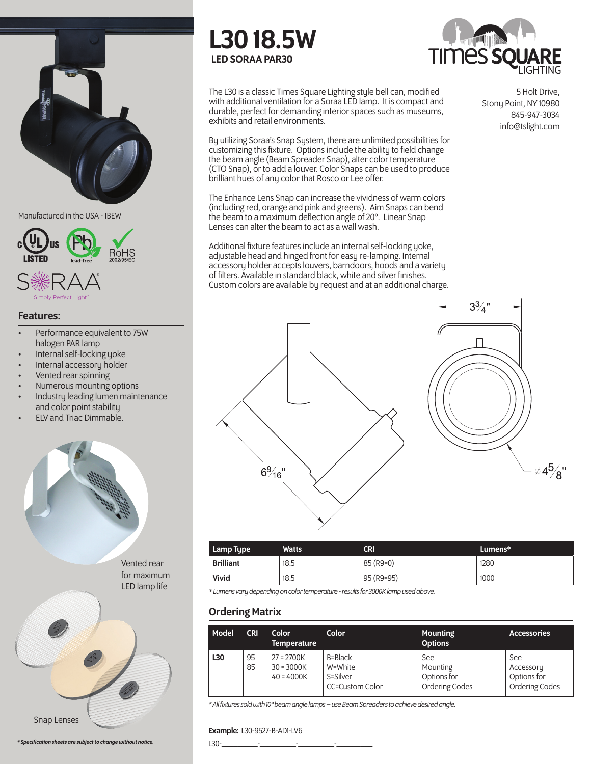# L30 18.5W

**LED SORAA PAR30**

TIMES SQUARE LIGHTING

5 Holt Drive,
Stony Point, NY 10980
845-947-3034
info@tslight.com

The L30 is a classic Times Square Lighting style bell can, modified with additional ventilation for a Soraa LED lamp. It is compact and durable, perfect for demanding interior spaces such as museums, exhibits and retail environments.

By utilizing Soraa's Snap System, there are unlimited possibilities for customizing this fixture. Options include the ability to field change the beam angle (Beam Spreader Snap), alter color temperature (CTO Snap), or to add a louver. Color Snaps can be used to produce brilliant hues of any color that Rosco or Lee offer.

The Enhance Lens Snap can increase the vividness of warm colors (including red, orange and pink and greens). Aim Snaps can bend the beam to a maximum deflection angle of 20°. Linear Snap Lenses can alter the beam to act as a wall wash.

Additional fixture features include an internal self-locking yoke, adjustable head and hinged front for easy re-lamping. Internal accessory holder accepts louvers, barndoors, hoods and a variety of filters. Available in standard black, white and silver finishes. Custom colors are available by request and at an additional charge.

Manufactured in the USA - IBEW

c UL US LISTED · Pb lead-free · RoHS 2002/95/EC

SORAA® Simply Perfect Light™

## Features:

- Performance equivalent to 75W halogen PAR lamp
- Internal self-locking yoke
- Internal accessory holder
- Vented rear spinning
- Numerous mounting options
- Industry leading lumen maintenance and color point stability
- ELV and Triac Dimmable.

3 3/4"

6 9/16"

⌀ 4 5/8"

Vented rear for maximum LED lamp life

Snap Lenses

| Lamp Type | Watts | CRI | Lumens* |
| --- | --- | --- | --- |
| **Brilliant** | 18.5 | 85 (R9=0) | 1280 |
| **Vivid** | 18.5 | 95 (R9=95) | 1000 |

*\* Lumens vary depending on color temperature - results for 3000K lamp used above.*

## Ordering Matrix

| Model | CRI | Color Temperature | Color | Mounting Options | Accessories |
| --- | --- | --- | --- | --- | --- |
| **L30** | 95<br>85 | 27 = 2700K<br>30 = 3000K<br>40 = 4000K | B=Black<br>W=White<br>S=Silver<br>CC=Custom Color | See Mounting Options for Ordering Codes | See Accessory Options for Ordering Codes |

*\* All fixtures sold with 10° beam angle lamps – use Beam Spreaders to achieve desired angle.*

**Example:** L30-9527-B-ADI-LV6

L30-\_\_\_\_\_\_\_\_\_\_-\_\_\_\_\_\_\_\_\_\_-\_\_\_\_\_\_\_\_\_\_-\_\_\_\_\_\_\_\_\_\_

*\* Specification sheets are subject to change without notice.*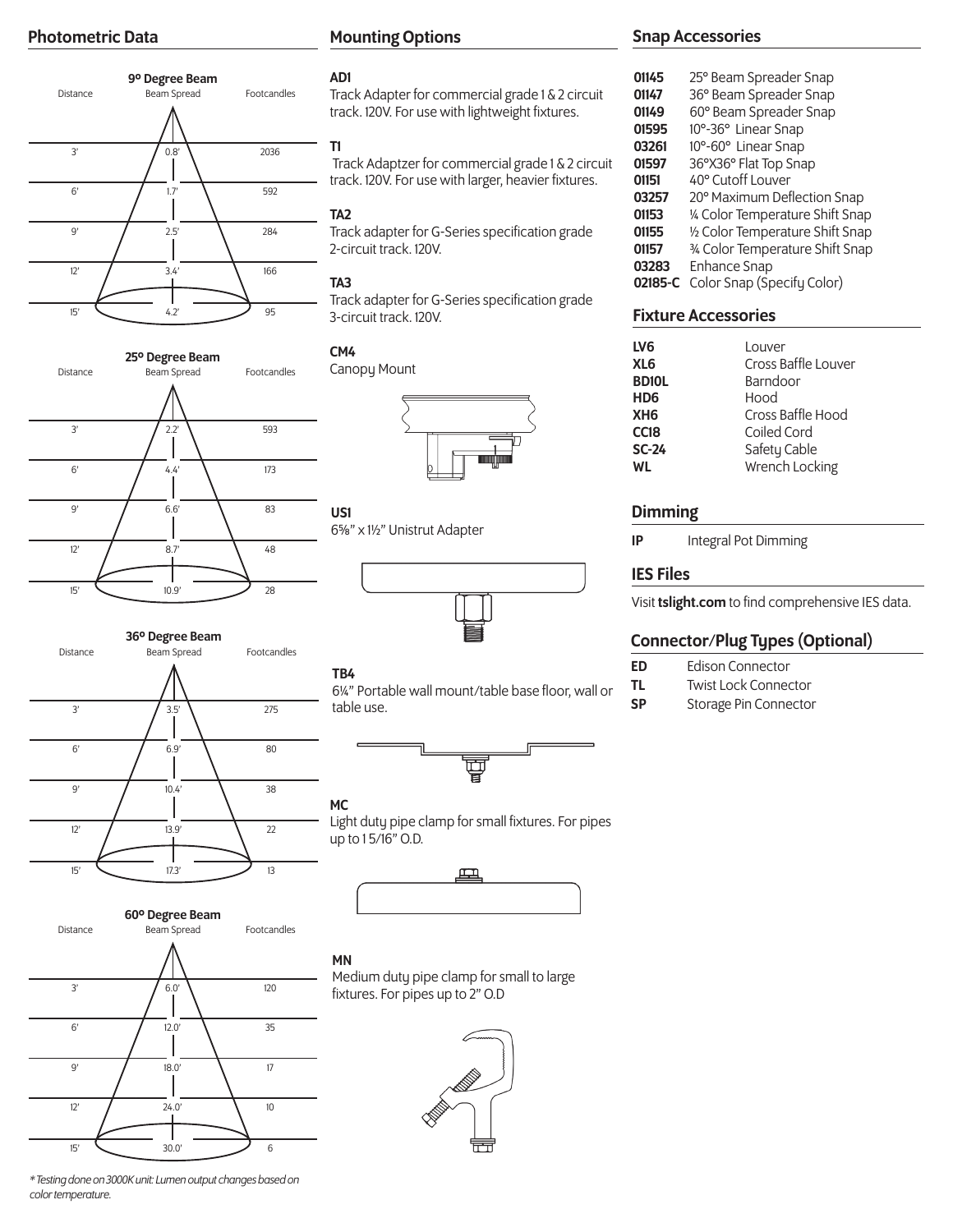## Photometric Data

**9º Degree Beam**

Distance | Beam Spread | Footcandles

3' 0.8' 2036

6' 1.7' 592

9' 2.5' 284

12' 3.4' 166

15' 4.2' 95

**25º Degree Beam**

Distance | Beam Spread | Footcandles

3' 2.2' 593

6' 4.4' 173

9' 6.6' 83

12' 8.7' 48

15' 10.9' 28

**36º Degree Beam**

Distance | Beam Spread | Footcandles

3' 3.5' 275

6' 6.9' 80

9' 10.4' 38

12' 13.9' 22

15' 17.3' 13

**60º Degree Beam**

Distance | Beam Spread | Footcandles

3' 6.0' 120

6' 12.0' 35

9' 18.0' 17

12' 24.0' 10

15' 30.0' 6

*\* Testing done on 3000K unit: Lumen output changes based on color temperature.*

## Mounting Options

**AD1**
Track Adapter for commercial grade 1 & 2 circuit track. 120V. For use with lightweight fixtures.

**T1**
Track Adaptzer for commercial grade 1 & 2 circuit track. 120V. For use with larger, heavier fixtures.

**TA2**
Track adapter for G-Series specification grade 2-circuit track. 120V.

**TA3**
Track adapter for G-Series specification grade 3-circuit track. 120V.

**CM4**
Canopy Mount

**US1**
6⅝" x 1½" Unistrut Adapter

**TB4**
6¼" Portable wall mount/table base floor, wall or table use.

**MC**
Light duty pipe clamp for small fixtures. For pipes up to 1 5/16" O.D.

**MN**
Medium duty pipe clamp for small to large fixtures. For pipes up to 2" O.D

## Snap Accessories

| | |
|---|---|
| **01145** | 25° Beam Spreader Snap |
| **01147** | 36° Beam Spreader Snap |
| **01149** | 60° Beam Spreader Snap |
| **01595** | 10°-36° Linear Snap |
| **03261** | 10°-60° Linear Snap |
| **01597** | 36°X36° Flat Top Snap |
| **01151** | 40° Cutoff Louver |
| **03257** | 20° Maximum Deflection Snap |
| **01153** | ¼ Color Temperature Shift Snap |
| **01155** | ½ Color Temperature Shift Snap |
| **01157** | ¾ Color Temperature Shift Snap |
| **03283** | Enhance Snap |
| **02185-C** | Color Snap (Specify Color) |

## Fixture Accessories

| | |
|---|---|
| **LV6** | Louver |
| **XL6** | Cross Baffle Louver |
| **BD10L** | Barndoor |
| **HD6** | Hood |
| **XH6** | Cross Baffle Hood |
| **CC18** | Coiled Cord |
| **SC-24** | Safety Cable |
| **WL** | Wrench Locking |

## Dimming

| | |
|---|---|
| **IP** | Integral Pot Dimming |

## IES Files

Visit **tslight.com** to find comprehensive IES data.

## Connector/Plug Types (Optional)

| | |
|---|---|
| **ED** | Edison Connector |
| **TL** | Twist Lock Connector |
| **SP** | Storage Pin Connector |